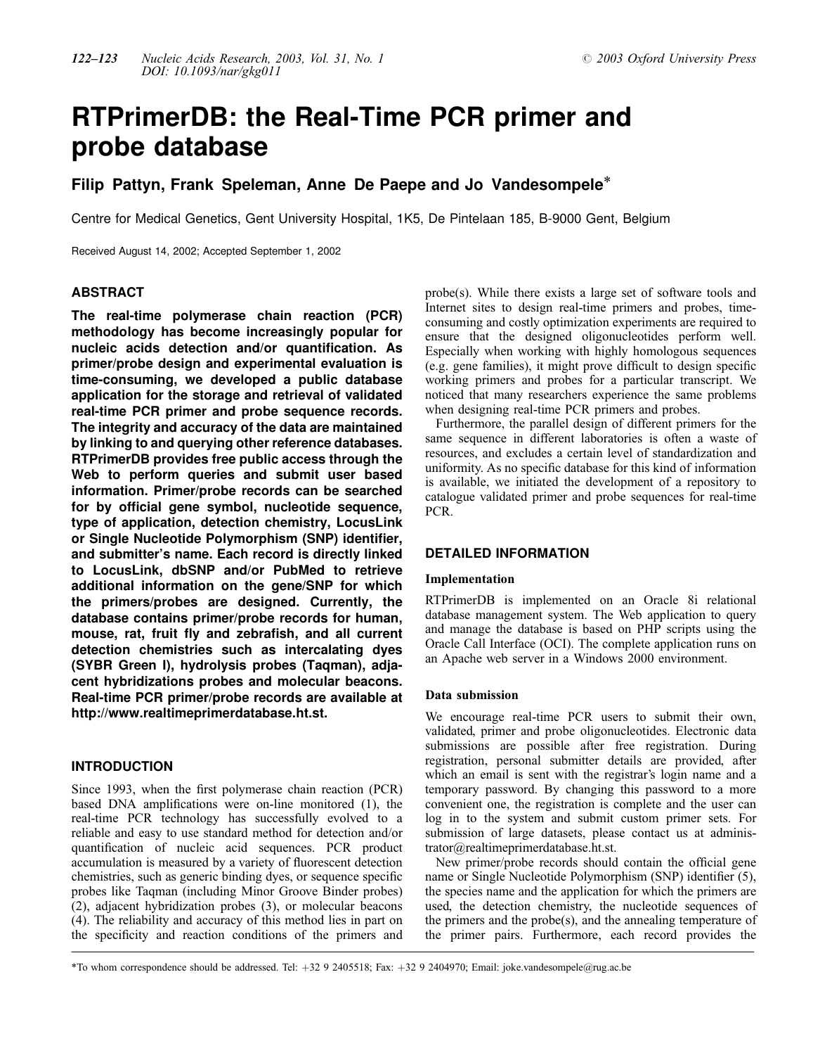# RTPrimerDB: the Real-Time PCR primer and probe database

**Filip Pattyn, Frank Speleman, Anne De Paepe and Jo Vandesompele***

Centre for Medical Genetics, Gent University Hospital, 1K5, De Pintelaan 185, B-9000 Gent, Belgium

Received August 14, 2002; Accepted September 1, 2002

## ABSTRACT

**The real-time polymerase chain reaction (PCR) methodology has become increasingly popular for nucleic acids detection and/or quantification. As primer/probe design and experimental evaluation is time-consuming, we developed a public database application for the storage and retrieval of validated real-time PCR primer and probe sequence records. The integrity and accuracy of the data are maintained by linking to and querying other reference databases. RTPrimerDB provides free public access through the Web to perform queries and submit user based information. Primer/probe records can be searched for by official gene symbol, nucleotide sequence, type of application, detection chemistry, LocusLink or Single Nucleotide Polymorphism (SNP) identifier, and submitter's name. Each record is directly linked to LocusLink, dbSNP and/or PubMed to retrieve additional information on the gene/SNP for which the primers/probes are designed. Currently, the database contains primer/probe records for human, mouse, rat, fruit fly and zebrafish, and all current detection chemistries such as intercalating dyes (SYBR Green I), hydrolysis probes (Taqman), adjacent hybridizations probes and molecular beacons. Real-time PCR primer/probe records are available at http://www.realtimeprimerdatabase.ht.st.**

## INTRODUCTION

Since 1993, when the first polymerase chain reaction (PCR) based DNA amplifications were on-line monitored (1), the real-time PCR technology has successfully evolved to a reliable and easy to use standard method for detection and/or quantification of nucleic acid sequences. PCR product accumulation is measured by a variety of fluorescent detection chemistries, such as generic binding dyes, or sequence specific probes like Taqman (including Minor Groove Binder probes) (2), adjacent hybridization probes (3), or molecular beacons (4). The reliability and accuracy of this method lies in part on the specificity and reaction conditions of the primers and probe(s). While there exists a large set of software tools and Internet sites to design real-time primers and probes, time-consuming and costly optimization experiments are required to ensure that the designed oligonucleotides perform well. Especially when working with highly homologous sequences (e.g. gene families), it might prove difficult to design specific working primers and probes for a particular transcript. We noticed that many researchers experience the same problems when designing real-time PCR primers and probes.

Furthermore, the parallel design of different primers for the same sequence in different laboratories is often a waste of resources, and excludes a certain level of standardization and uniformity. As no specific database for this kind of information is available, we initiated the development of a repository to catalogue validated primer and probe sequences for real-time PCR.

## DETAILED INFORMATION

### Implementation

RTPrimerDB is implemented on an Oracle 8i relational database management system. The Web application to query and manage the database is based on PHP scripts using the Oracle Call Interface (OCI). The complete application runs on an Apache web server in a Windows 2000 environment.

### Data submission

We encourage real-time PCR users to submit their own, validated, primer and probe oligonucleotides. Electronic data submissions are possible after free registration. During registration, personal submitter details are provided, after which an email is sent with the registrar's login name and a temporary password. By changing this password to a more convenient one, the registration is complete and the user can log in to the system and submit custom primer sets. For submission of large datasets, please contact us at administrator@realtimeprimerdatabase.ht.st.

New primer/probe records should contain the official gene name or Single Nucleotide Polymorphism (SNP) identifier (5), the species name and the application for which the primers are used, the detection chemistry, the nucleotide sequences of the primers and the probe(s), and the annealing temperature of the primer pairs. Furthermore, each record provides the

*To whom correspondence should be addressed. Tel: +32 9 2405518; Fax: +32 9 2404970; Email: joke.vandesompele@rug.ac.be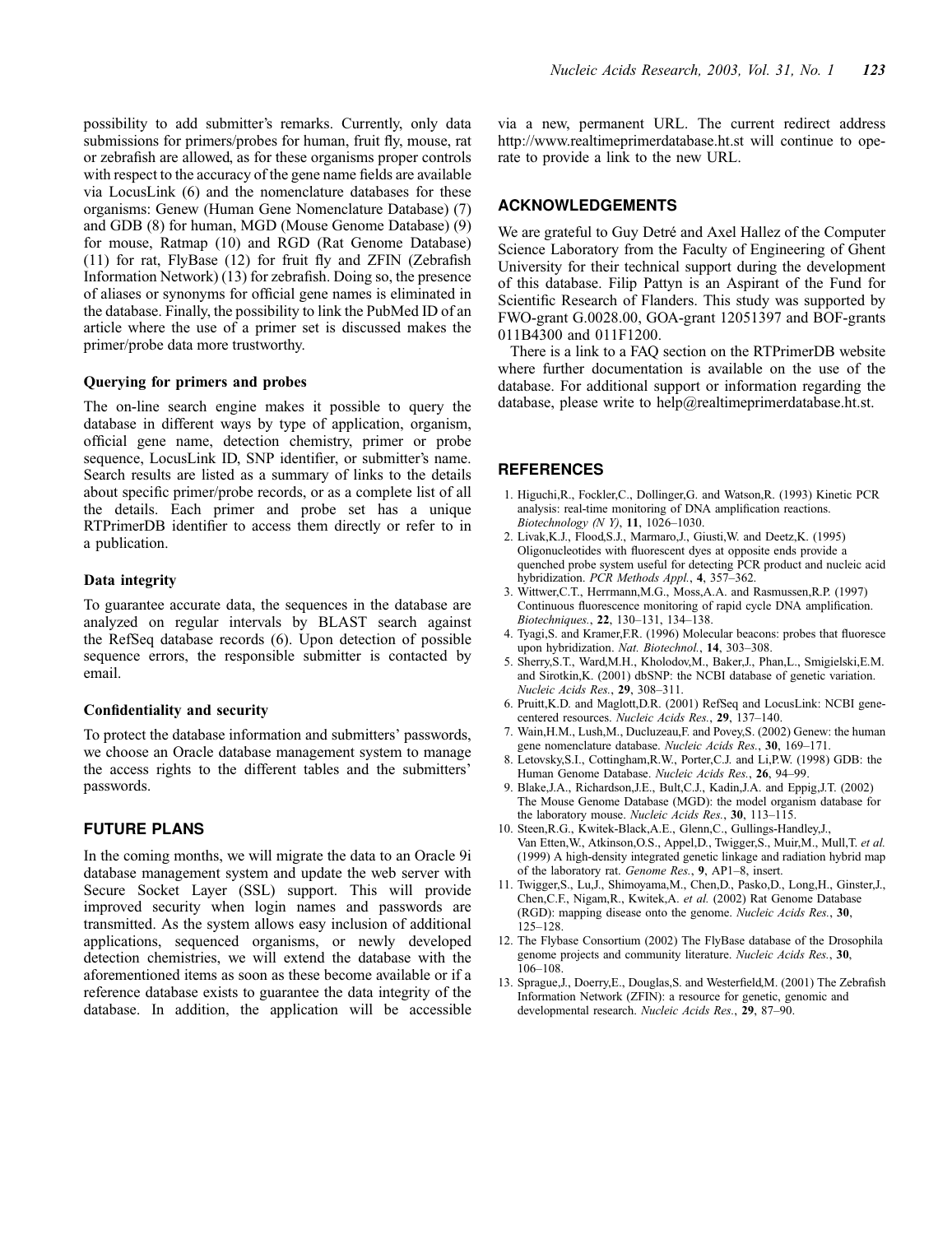possibility to add submitter's remarks. Currently, only data submissions for primers/probes for human, fruit fly, mouse, rat or zebrafish are allowed, as for these organisms proper controls with respect to the accuracy of the gene name fields are available via LocusLink (6) and the nomenclature databases for these organisms: Genew (Human Gene Nomenclature Database) (7) and GDB (8) for human, MGD (Mouse Genome Database) (9) for mouse, Ratmap (10) and RGD (Rat Genome Database) (11) for rat, FlyBase (12) for fruit fly and ZFIN (Zebrafish Information Network) (13) for zebrafish. Doing so, the presence of aliases or synonyms for official gene names is eliminated in the database. Finally, the possibility to link the PubMed ID of an article where the use of a primer set is discussed makes the primer/probe data more trustworthy.

### Querying for primers and probes

The on-line search engine makes it possible to query the database in different ways by type of application, organism, official gene name, detection chemistry, primer or probe sequence, LocusLink ID, SNP identifier, or submitter's name. Search results are listed as a summary of links to the details about specific primer/probe records, or as a complete list of all the details. Each primer and probe set has a unique RTPrimerDB identifier to access them directly or refer to in a publication.

### Data integrity

To guarantee accurate data, the sequences in the database are analyzed on regular intervals by BLAST search against the RefSeq database records (6). Upon detection of possible sequence errors, the responsible submitter is contacted by email.

### Confidentiality and security

To protect the database information and submitters' passwords, we choose an Oracle database management system to manage the access rights to the different tables and the submitters' passwords.

## FUTURE PLANS

In the coming months, we will migrate the data to an Oracle 9i database management system and update the web server with Secure Socket Layer (SSL) support. This will provide improved security when login names and passwords are transmitted. As the system allows easy inclusion of additional applications, sequenced organisms, or newly developed detection chemistries, we will extend the database with the aforementioned items as soon as these become available or if a reference database exists to guarantee the data integrity of the database. In addition, the application will be accessible via a new, permanent URL. The current redirect address http://www.realtimeprimerdatabase.ht.st will continue to operate to provide a link to the new URL.

## ACKNOWLEDGEMENTS

We are grateful to Guy Detré and Axel Hallez of the Computer Science Laboratory from the Faculty of Engineering of Ghent University for their technical support during the development of this database. Filip Pattyn is an Aspirant of the Fund for Scientific Research of Flanders. This study was supported by FWO-grant G.0028.00, GOA-grant 12051397 and BOF-grants 011B4300 and 011F1200.

There is a link to a FAQ section on the RTPrimerDB website where further documentation is available on the use of the database. For additional support or information regarding the database, please write to help@realtimeprimerdatabase.ht.st.

## REFERENCES

1. Higuchi,R., Fockler,C., Dollinger,G. and Watson,R. (1993) Kinetic PCR analysis: real-time monitoring of DNA amplification reactions. *Biotechnology (N Y)*, **11**, 1026–1030.
2. Livak,K.J., Flood,S.J., Marmaro,J., Giusti,W. and Deetz,K. (1995) Oligonucleotides with fluorescent dyes at opposite ends provide a quenched probe system useful for detecting PCR product and nucleic acid hybridization. *PCR Methods Appl.*, **4**, 357–362.
3. Wittwer,C.T., Herrmann,M.G., Moss,A.A. and Rasmussen,R.P. (1997) Continuous fluorescence monitoring of rapid cycle DNA amplification. *Biotechniques.*, **22**, 130–131, 134–138.
4. Tyagi,S. and Kramer,F.R. (1996) Molecular beacons: probes that fluoresce upon hybridization. *Nat. Biotechnol.*, **14**, 303–308.
5. Sherry,S.T., Ward,M.H., Kholodov,M., Baker,J., Phan,L., Smigielski,E.M. and Sirotkin,K. (2001) dbSNP: the NCBI database of genetic variation. *Nucleic Acids Res.*, **29**, 308–311.
6. Pruitt,K.D. and Maglott,D.R. (2001) RefSeq and LocusLink: NCBI gene-centered resources. *Nucleic Acids Res.*, **29**, 137–140.
7. Wain,H.M., Lush,M., Ducluzeau,F. and Povey,S. (2002) Genew: the human gene nomenclature database. *Nucleic Acids Res.*, **30**, 169–171.
8. Letovsky,S.I., Cottingham,R.W., Porter,C.J. and Li,P.W. (1998) GDB: the Human Genome Database. *Nucleic Acids Res.*, **26**, 94–99.
9. Blake,J.A., Richardson,J.E., Bult,C.J., Kadin,J.A. and Eppig,J.T. (2002) The Mouse Genome Database (MGD): the model organism database for the laboratory mouse. *Nucleic Acids Res.*, **30**, 113–115.
10. Steen,R.G., Kwitek-Black,A.E., Glenn,C., Gullings-Handley,J., Van Etten,W., Atkinson,O.S., Appel,D., Twigger,S., Muir,M., Mull,T. *et al.* (1999) A high-density integrated genetic linkage and radiation hybrid map of the laboratory rat. *Genome Res.*, **9**, AP1–8, insert.
11. Twigger,S., Lu,J., Shimoyama,M., Chen,D., Pasko,D., Long,H., Ginster,J., Chen,C.F., Nigam,R., Kwitek,A. *et al.* (2002) Rat Genome Database (RGD): mapping disease onto the genome. *Nucleic Acids Res.*, **30**, 125–128.
12. The Flybase Consortium (2002) The FlyBase database of the Drosophila genome projects and community literature. *Nucleic Acids Res.*, **30**, 106–108.
13. Sprague,J., Doerry,E., Douglas,S. and Westerfield,M. (2001) The Zebrafish Information Network (ZFIN): a resource for genetic, genomic and developmental research. *Nucleic Acids Res.*, **29**, 87–90.